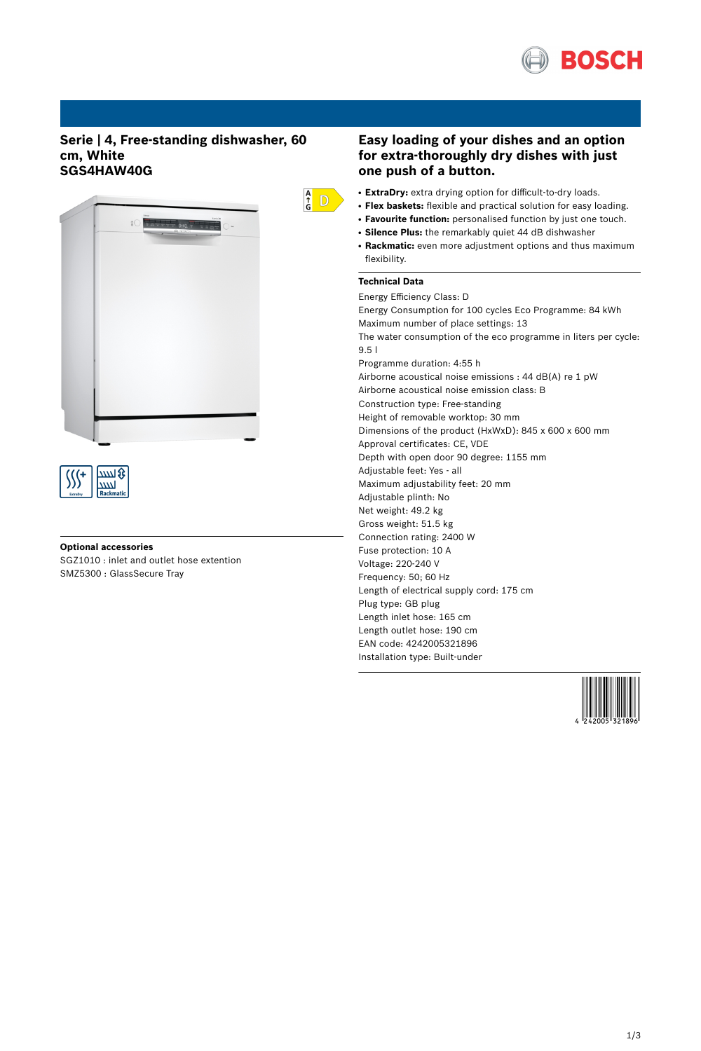# Serie | 4, Free-standing dishwasher, 60 cm, White
## SGS4HAW40G

## Easy loading of your dishes and an option for extra-thoroughly dry dishes with just one push of a button.

- **ExtraDry:** extra drying option for difficult-to-dry loads.
- **Flex baskets:** flexible and practical solution for easy loading.
- **Favourite function:** personalised function by just one touch.
- **Silence Plus:** the remarkably quiet 44 dB dishwasher
- **Rackmatic:** even more adjustment options and thus maximum flexibility.

### Technical Data

Energy Efficiency Class: D
Energy Consumption for 100 cycles Eco Programme: 84 kWh
Maximum number of place settings: 13
The water consumption of the eco programme in liters per cycle: 9.5 l
Programme duration: 4:55 h
Airborne acoustical noise emissions : 44 dB(A) re 1 pW
Airborne acoustical noise emission class: B
Construction type: Free-standing
Height of removable worktop: 30 mm
Dimensions of the product (HxWxD): 845 x 600 x 600 mm
Approval certificates: CE, VDE
Depth with open door 90 degree: 1155 mm
Adjustable feet: Yes - all
Maximum adjustability feet: 20 mm
Adjustable plinth: No
Net weight: 49.2 kg
Gross weight: 51.5 kg
Connection rating: 2400 W
Fuse protection: 10 A
Voltage: 220-240 V
Frequency: 50; 60 Hz
Length of electrical supply cord: 175 cm
Plug type: GB plug
Length inlet hose: 165 cm
Length outlet hose: 190 cm
EAN code: 4242005321896
Installation type: Built-under

### Optional accessories

SGZ1010 : inlet and outlet hose extention
SMZ5300 : GlassSecure Tray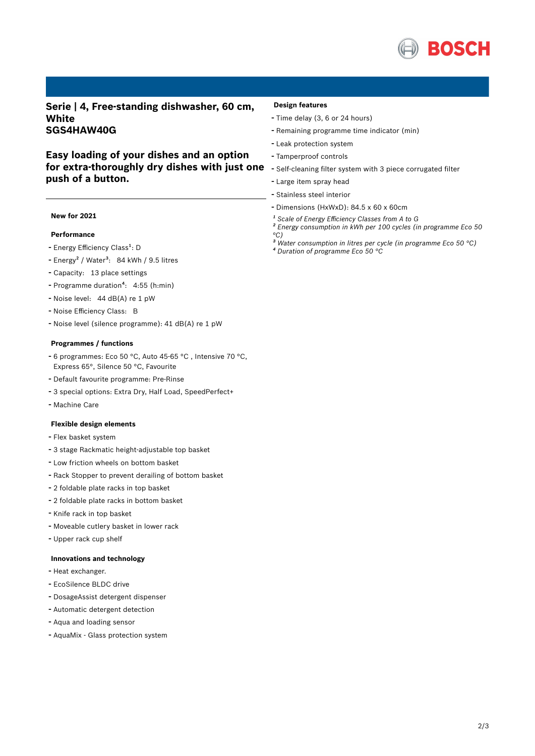## Serie | 4, Free-standing dishwasher, 60 cm, White
## SGS4HAW40G

### Easy loading of your dishes and an option for extra-thoroughly dry dishes with just one push of a button.

**New for 2021**

**Performance**

- Energy Efficiency Class[1]: D
- Energy[2] / Water[3]: 84 kWh / 9.5 litres
- Capacity: 13 place settings
- Programme duration[4]: 4:55 (h:min)
- Noise level: 44 dB(A) re 1 pW
- Noise Efficiency Class: B
- Noise level (silence programme): 41 dB(A) re 1 pW

**Programmes / functions**

- 6 programmes: Eco 50 °C, Auto 45-65 °C , Intensive 70 °C, Express 65°, Silence 50 °C, Favourite
- Default favourite programme: Pre-Rinse
- 3 special options: Extra Dry, Half Load, SpeedPerfect+
- Machine Care

**Flexible design elements**

- Flex basket system
- 3 stage Rackmatic height-adjustable top basket
- Low friction wheels on bottom basket
- Rack Stopper to prevent derailing of bottom basket
- 2 foldable plate racks in top basket
- 2 foldable plate racks in bottom basket
- Knife rack in top basket
- Moveable cutlery basket in lower rack
- Upper rack cup shelf

**Innovations and technology**

- Heat exchanger.
- EcoSilence BLDC drive
- DosageAssist detergent dispenser
- Automatic detergent detection
- Aqua and loading sensor
- AquaMix - Glass protection system

**Design features**

- Time delay (3, 6 or 24 hours)
- Remaining programme time indicator (min)
- Leak protection system
- Tamperproof controls
- Self-cleaning filter system with 3 piece corrugated filter
- Large item spray head
- Stainless steel interior
- Dimensions (HxWxD): 84.5 x 60 x 60cm

*[1] Scale of Energy Efficiency Classes from A to G*
*[2] Energy consumption in kWh per 100 cycles (in programme Eco 50 °C)*
*[3] Water consumption in litres per cycle (in programme Eco 50 °C)*
*[4] Duration of programme Eco 50 °C*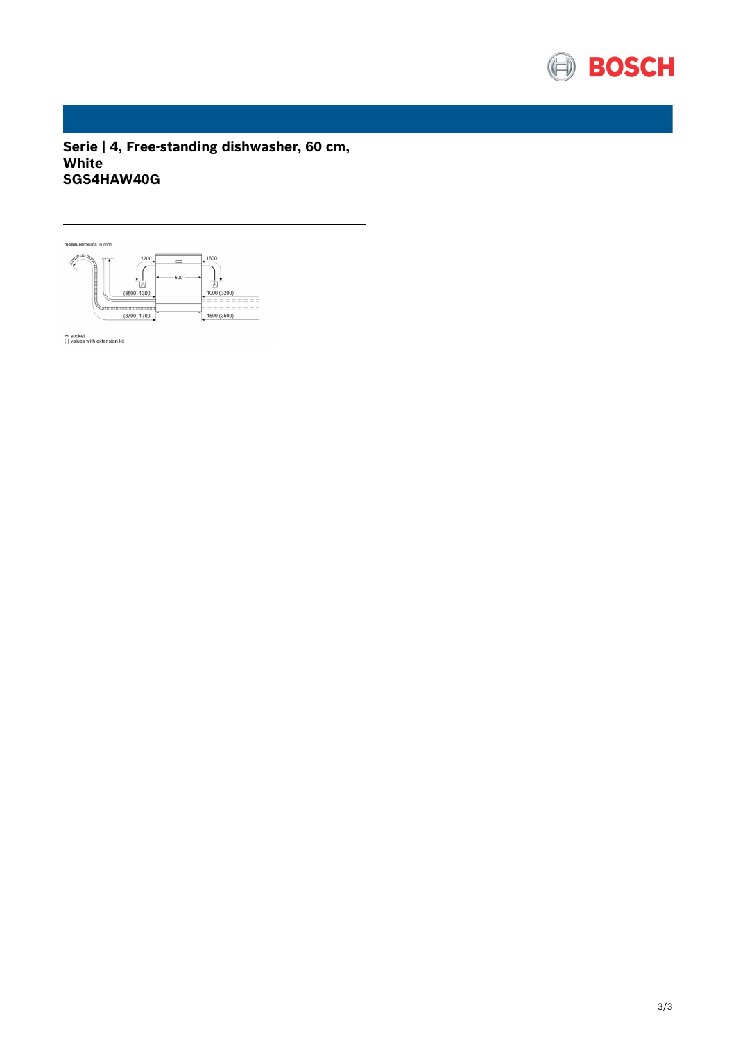# Serie | 4, Free-standing dishwasher, 60 cm, White
## SGS4HAW40G

measurements in mm

1200
1600
600
(3500) 1300
1000 (3200)
(3700) 1700
1500 (3500)

socket
( ) values with extension kit